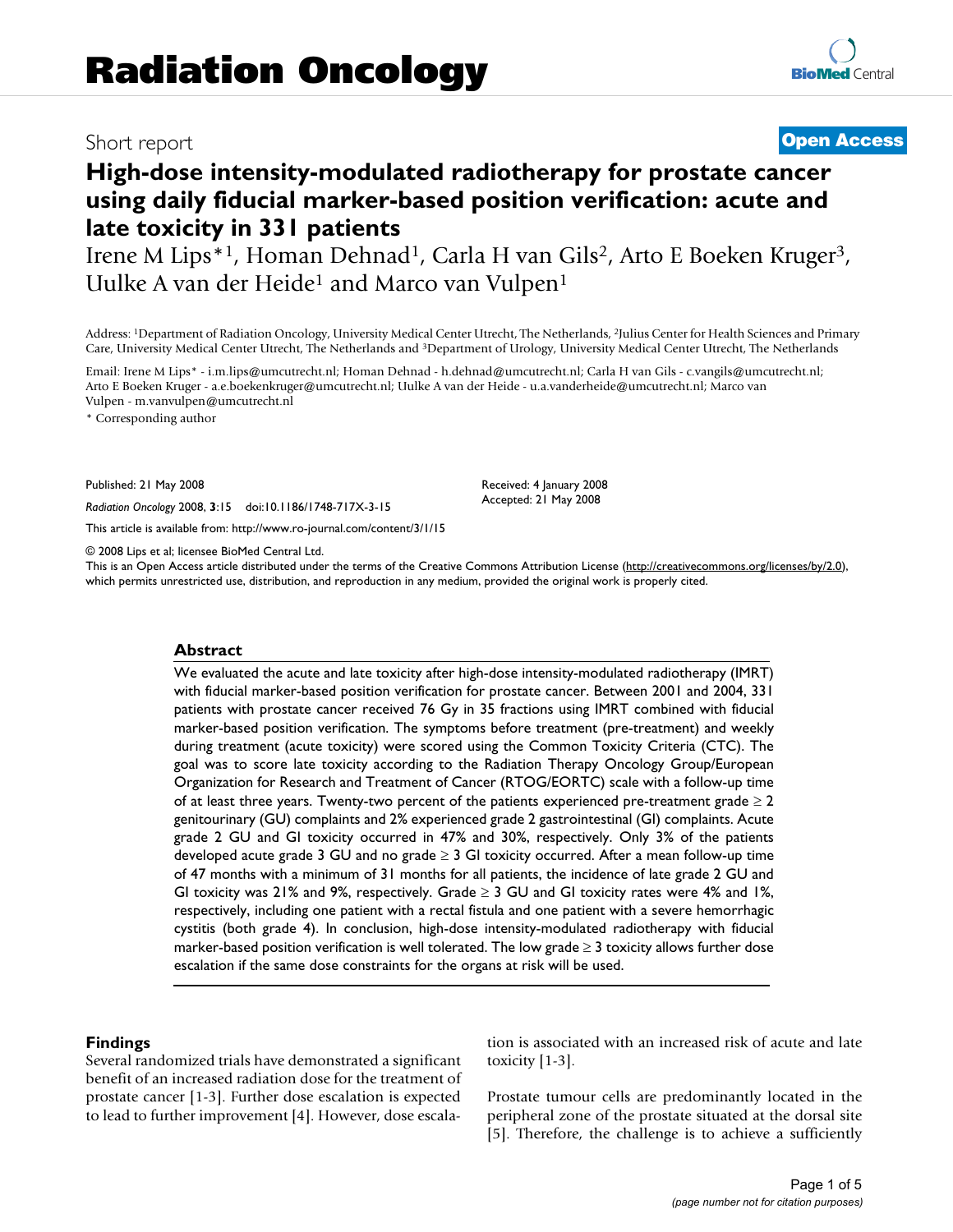# Radiation Oncology

Short report

**Open Access**

# High-dose intensity-modulated radiotherapy for prostate cancer using daily fiducial marker-based position verification: acute and late toxicity in 331 patients

Irene M Lips*[1], Homan Dehnad[1], Carla H van Gils[2], Arto E Boeken Kruger[3], Uulke A van der Heide[1] and Marco van Vulpen[1]

Address: [1]Department of Radiation Oncology, University Medical Center Utrecht, The Netherlands, [2]Julius Center for Health Sciences and Primary Care, University Medical Center Utrecht, The Netherlands and [3]Department of Urology, University Medical Center Utrecht, The Netherlands

Email: Irene M Lips* - i.m.lips@umcutrecht.nl; Homan Dehnad - h.dehnad@umcutrecht.nl; Carla H van Gils - c.vangils@umcutrecht.nl; Arto E Boeken Kruger - a.e.boekenkruger@umcutrecht.nl; Uulke A van der Heide - u.a.vanderheide@umcutrecht.nl; Marco van Vulpen - m.vanvulpen@umcutrecht.nl

\* Corresponding author

Published: 21 May 2008

*Radiation Oncology* 2008, **3**:15 doi:10.1186/1748-717X-3-15

Received: 4 January 2008
Accepted: 21 May 2008

This article is available from: http://www.ro-journal.com/content/3/1/15

© 2008 Lips et al; licensee BioMed Central Ltd.
This is an Open Access article distributed under the terms of the Creative Commons Attribution License (http://creativecommons.org/licenses/by/2.0), which permits unrestricted use, distribution, and reproduction in any medium, provided the original work is properly cited.

## Abstract

We evaluated the acute and late toxicity after high-dose intensity-modulated radiotherapy (IMRT) with fiducial marker-based position verification for prostate cancer. Between 2001 and 2004, 331 patients with prostate cancer received 76 Gy in 35 fractions using IMRT combined with fiducial marker-based position verification. The symptoms before treatment (pre-treatment) and weekly during treatment (acute toxicity) were scored using the Common Toxicity Criteria (CTC). The goal was to score late toxicity according to the Radiation Therapy Oncology Group/European Organization for Research and Treatment of Cancer (RTOG/EORTC) scale with a follow-up time of at least three years. Twenty-two percent of the patients experienced pre-treatment grade ≥ 2 genitourinary (GU) complaints and 2% experienced grade 2 gastrointestinal (GI) complaints. Acute grade 2 GU and GI toxicity occurred in 47% and 30%, respectively. Only 3% of the patients developed acute grade 3 GU and no grade ≥ 3 GI toxicity occurred. After a mean follow-up time of 47 months with a minimum of 31 months for all patients, the incidence of late grade 2 GU and GI toxicity was 21% and 9%, respectively. Grade ≥ 3 GU and GI toxicity rates were 4% and 1%, respectively, including one patient with a rectal fistula and one patient with a severe hemorrhagic cystitis (both grade 4). In conclusion, high-dose intensity-modulated radiotherapy with fiducial marker-based position verification is well tolerated. The low grade ≥ 3 toxicity allows further dose escalation if the same dose constraints for the organs at risk will be used.

## Findings

Several randomized trials have demonstrated a significant benefit of an increased radiation dose for the treatment of prostate cancer [1-3]. Further dose escalation is expected to lead to further improvement [4]. However, dose escalation is associated with an increased risk of acute and late toxicity [1-3].

Prostate tumour cells are predominantly located in the peripheral zone of the prostate situated at the dorsal site [5]. Therefore, the challenge is to achieve a sufficiently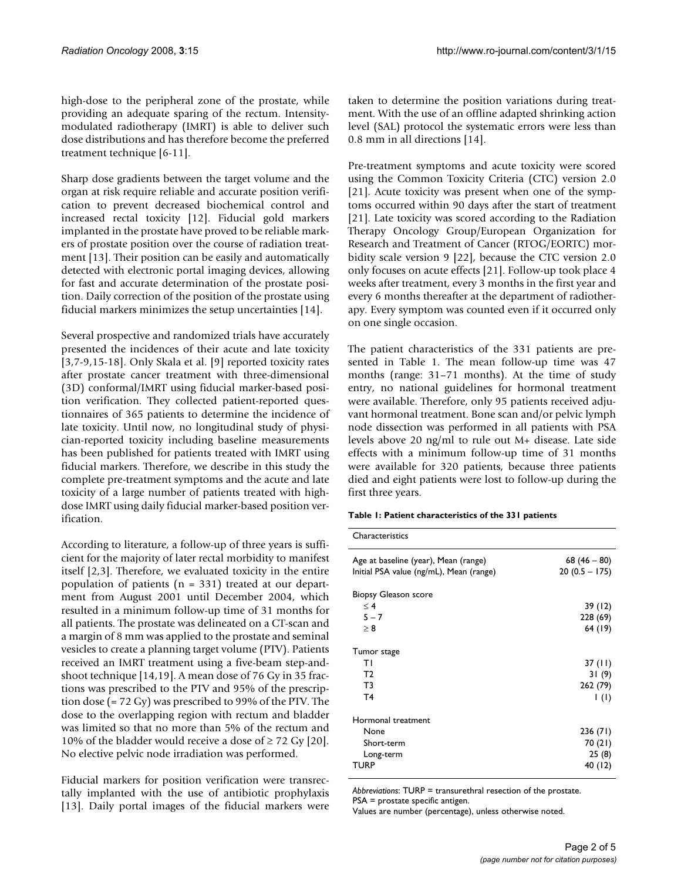high-dose to the peripheral zone of the prostate, while providing an adequate sparing of the rectum. Intensity-modulated radiotherapy (IMRT) is able to deliver such dose distributions and has therefore become the preferred treatment technique [6-11].

Sharp dose gradients between the target volume and the organ at risk require reliable and accurate position verification to prevent decreased biochemical control and increased rectal toxicity [12]. Fiducial gold markers implanted in the prostate have proved to be reliable markers of prostate position over the course of radiation treatment [13]. Their position can be easily and automatically detected with electronic portal imaging devices, allowing for fast and accurate determination of the prostate position. Daily correction of the position of the prostate using fiducial markers minimizes the setup uncertainties [14].

Several prospective and randomized trials have accurately presented the incidences of their acute and late toxicity [3,7-9,15-18]. Only Skala et al. [9] reported toxicity rates after prostate cancer treatment with three-dimensional (3D) conformal/IMRT using fiducial marker-based position verification. They collected patient-reported questionnaires of 365 patients to determine the incidence of late toxicity. Until now, no longitudinal study of physician-reported toxicity including baseline measurements has been published for patients treated with IMRT using fiducial markers. Therefore, we describe in this study the complete pre-treatment symptoms and the acute and late toxicity of a large number of patients treated with high-dose IMRT using daily fiducial marker-based position verification.

According to literature, a follow-up of three years is sufficient for the majority of later rectal morbidity to manifest itself [2,3]. Therefore, we evaluated toxicity in the entire population of patients (n = 331) treated at our department from August 2001 until December 2004, which resulted in a minimum follow-up time of 31 months for all patients. The prostate was delineated on a CT-scan and a margin of 8 mm was applied to the prostate and seminal vesicles to create a planning target volume (PTV). Patients received an IMRT treatment using a five-beam step-and-shoot technique [14,19]. A mean dose of 76 Gy in 35 fractions was prescribed to the PTV and 95% of the prescription dose (= 72 Gy) was prescribed to 99% of the PTV. The dose to the overlapping region with rectum and bladder was limited so that no more than 5% of the rectum and 10% of the bladder would receive a dose of ≥ 72 Gy [20]. No elective pelvic node irradiation was performed.

Fiducial markers for position verification were transrectally implanted with the use of antibiotic prophylaxis [13]. Daily portal images of the fiducial markers were taken to determine the position variations during treatment. With the use of an offline adapted shrinking action level (SAL) protocol the systematic errors were less than 0.8 mm in all directions [14].

Pre-treatment symptoms and acute toxicity were scored using the Common Toxicity Criteria (CTC) version 2.0 [21]. Acute toxicity was present when one of the symptoms occurred within 90 days after the start of treatment [21]. Late toxicity was scored according to the Radiation Therapy Oncology Group/European Organization for Research and Treatment of Cancer (RTOG/EORTC) morbidity scale version 9 [22], because the CTC version 2.0 only focuses on acute effects [21]. Follow-up took place 4 weeks after treatment, every 3 months in the first year and every 6 months thereafter at the department of radiotherapy. Every symptom was counted even if it occurred only on one single occasion.

The patient characteristics of the 331 patients are presented in Table 1. The mean follow-up time was 47 months (range: 31–71 months). At the time of study entry, no national guidelines for hormonal treatment were available. Therefore, only 95 patients received adjuvant hormonal treatment. Bone scan and/or pelvic lymph node dissection was performed in all patients with PSA levels above 20 ng/ml to rule out M+ disease. Late side effects with a minimum follow-up time of 31 months were available for 320 patients, because three patients died and eight patients were lost to follow-up during the first three years.

**Table 1: Patient characteristics of the 331 patients**

| Characteristics | |
|---|---|
| Age at baseline (year), Mean (range) | 68 (46 – 80) |
| Initial PSA value (ng/mL), Mean (range) | 20 (0.5 – 175) |
| Biopsy Gleason score | |
| ≤ 4 | 39 (12) |
| 5 – 7 | 228 (69) |
| ≥ 8 | 64 (19) |
| Tumor stage | |
| T1 | 37 (11) |
| T2 | 31 (9) |
| T3 | 262 (79) |
| T4 | 1 (1) |
| Hormonal treatment | |
| None | 236 (71) |
| Short-term | 70 (21) |
| Long-term | 25 (8) |
| TURP | 40 (12) |

*Abbreviations*: TURP = transurethral resection of the prostate.
PSA = prostate specific antigen.
Values are number (percentage), unless otherwise noted.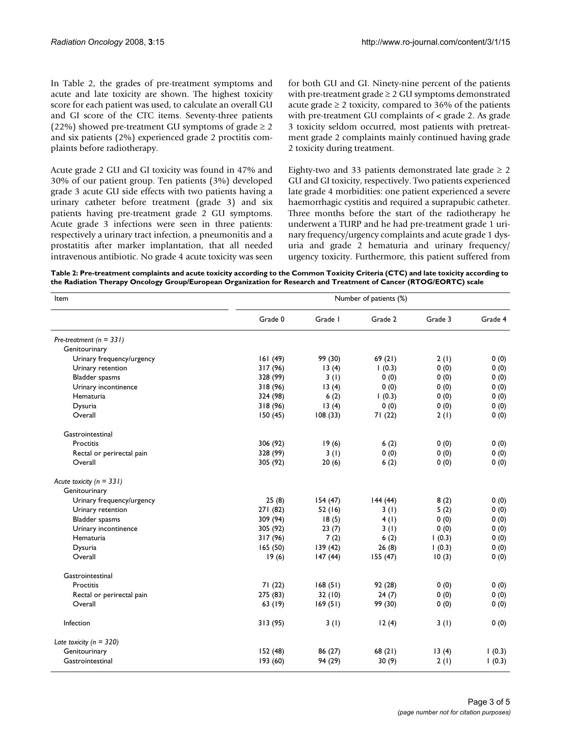In Table 2, the grades of pre-treatment symptoms and acute and late toxicity are shown. The highest toxicity score for each patient was used, to calculate an overall GU and GI score of the CTC items. Seventy-three patients (22%) showed pre-treatment GU symptoms of grade ≥ 2 and six patients (2%) experienced grade 2 proctitis complaints before radiotherapy.

Acute grade 2 GU and GI toxicity was found in 47% and 30% of our patient group. Ten patients (3%) developed grade 3 acute GU side effects with two patients having a urinary catheter before treatment (grade 3) and six patients having pre-treatment grade 2 GU symptoms. Acute grade 3 infections were seen in three patients: respectively a urinary tract infection, a pneumonitis and a prostatitis after marker implantation, that all needed intravenous antibiotic. No grade 4 acute toxicity was seen for both GU and GI. Ninety-nine percent of the patients with pre-treatment grade ≥ 2 GU symptoms demonstrated acute grade ≥ 2 toxicity, compared to 36% of the patients with pre-treatment GU complaints of < grade 2. As grade 3 toxicity seldom occurred, most patients with pretreatment grade 2 complaints mainly continued having grade 2 toxicity during treatment.

Eighty-two and 33 patients demonstrated late grade ≥ 2 GU and GI toxicity, respectively. Two patients experienced late grade 4 morbidities: one patient experienced a severe haemorrhagic cystitis and required a suprapubic catheter. Three months before the start of the radiotherapy he underwent a TURP and he had pre-treatment grade 1 urinary frequency/urgency complaints and acute grade 1 dysuria and grade 2 hematuria and urinary frequency/urgency toxicity. Furthermore, this patient suffered from

**Table 2: Pre-treatment complaints and acute toxicity according to the Common Toxicity Criteria (CTC) and late toxicity according to the Radiation Therapy Oncology Group/European Organization for Research and Treatment of Cancer (RTOG/EORTC) scale**

| Item | Number of patients (%) | | | | |
|---|---|---|---|---|---|
| | Grade 0 | Grade 1 | Grade 2 | Grade 3 | Grade 4 |
| *Pre-treatment (n = 331)* | | | | | |
| Genitourinary | | | | | |
| Urinary frequency/urgency | 161 (49) | 99 (30) | 69 (21) | 2 (1) | 0 (0) |
| Urinary retention | 317 (96) | 13 (4) | 1 (0.3) | 0 (0) | 0 (0) |
| Bladder spasms | 328 (99) | 3 (1) | 0 (0) | 0 (0) | 0 (0) |
| Urinary incontinence | 318 (96) | 13 (4) | 0 (0) | 0 (0) | 0 (0) |
| Hematuria | 324 (98) | 6 (2) | 1 (0.3) | 0 (0) | 0 (0) |
| Dysuria | 318 (96) | 13 (4) | 0 (0) | 0 (0) | 0 (0) |
| Overall | 150 (45) | 108 (33) | 71 (22) | 2 (1) | 0 (0) |
| Gastrointestinal | | | | | |
| Proctitis | 306 (92) | 19 (6) | 6 (2) | 0 (0) | 0 (0) |
| Rectal or perirectal pain | 328 (99) | 3 (1) | 0 (0) | 0 (0) | 0 (0) |
| Overall | 305 (92) | 20 (6) | 6 (2) | 0 (0) | 0 (0) |
| *Acute toxicity (n = 331)* | | | | | |
| Genitourinary | | | | | |
| Urinary frequency/urgency | 25 (8) | 154 (47) | 144 (44) | 8 (2) | 0 (0) |
| Urinary retention | 271 (82) | 52 (16) | 3 (1) | 5 (2) | 0 (0) |
| Bladder spasms | 309 (94) | 18 (5) | 4 (1) | 0 (0) | 0 (0) |
| Urinary incontinence | 305 (92) | 23 (7) | 3 (1) | 0 (0) | 0 (0) |
| Hematuria | 317 (96) | 7 (2) | 6 (2) | 1 (0.3) | 0 (0) |
| Dysuria | 165 (50) | 139 (42) | 26 (8) | 1 (0.3) | 0 (0) |
| Overall | 19 (6) | 147 (44) | 155 (47) | 10 (3) | 0 (0) |
| Gastrointestinal | | | | | |
| Proctitis | 71 (22) | 168 (51) | 92 (28) | 0 (0) | 0 (0) |
| Rectal or perirectal pain | 275 (83) | 32 (10) | 24 (7) | 0 (0) | 0 (0) |
| Overall | 63 (19) | 169 (51) | 99 (30) | 0 (0) | 0 (0) |
| Infection | 313 (95) | 3 (1) | 12 (4) | 3 (1) | 0 (0) |
| *Late toxicity (n = 320)* | | | | | |
| Genitourinary | 152 (48) | 86 (27) | 68 (21) | 13 (4) | 1 (0.3) |
| Gastrointestinal | 193 (60) | 94 (29) | 30 (9) | 2 (1) | 1 (0.3) |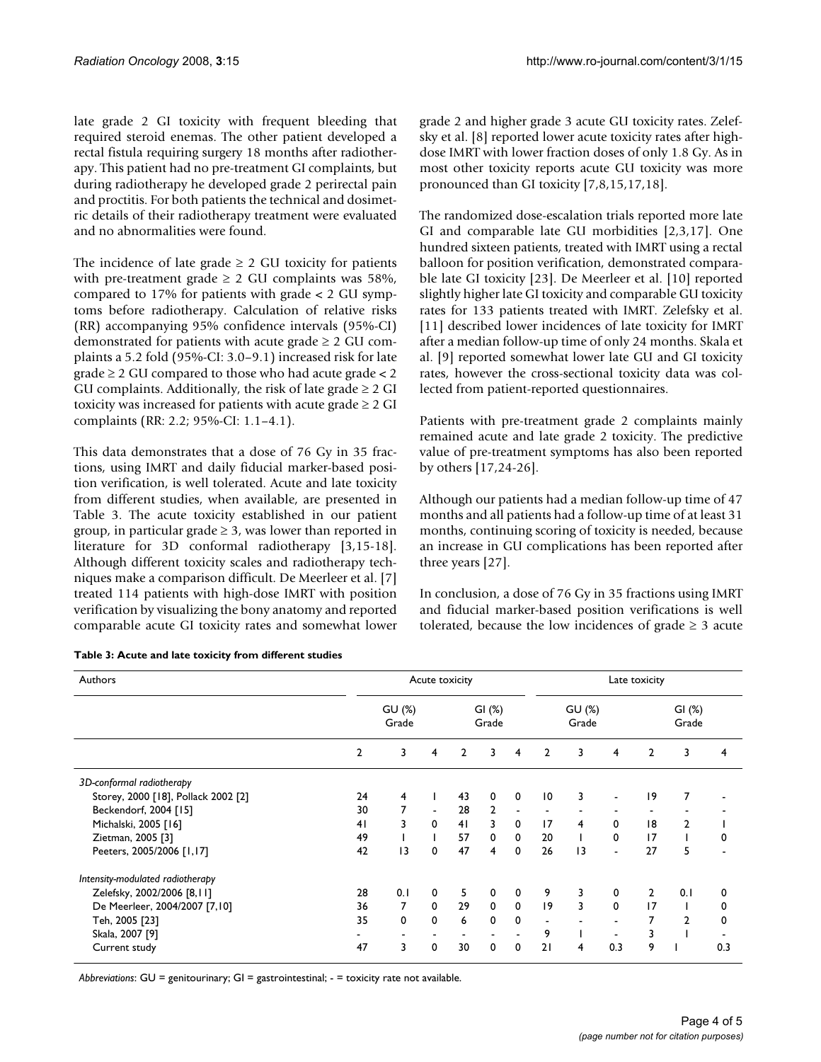late grade 2 GI toxicity with frequent bleeding that required steroid enemas. The other patient developed a rectal fistula requiring surgery 18 months after radiotherapy. This patient had no pre-treatment GI complaints, but during radiotherapy he developed grade 2 perirectal pain and proctitis. For both patients the technical and dosimetric details of their radiotherapy treatment were evaluated and no abnormalities were found.

The incidence of late grade ≥ 2 GU toxicity for patients with pre-treatment grade ≥ 2 GU complaints was 58%, compared to 17% for patients with grade < 2 GU symptoms before radiotherapy. Calculation of relative risks (RR) accompanying 95% confidence intervals (95%-CI) demonstrated for patients with acute grade ≥ 2 GU complaints a 5.2 fold (95%-CI: 3.0–9.1) increased risk for late grade ≥ 2 GU compared to those who had acute grade < 2 GU complaints. Additionally, the risk of late grade ≥ 2 GI toxicity was increased for patients with acute grade ≥ 2 GI complaints (RR: 2.2; 95%-CI: 1.1–4.1).

This data demonstrates that a dose of 76 Gy in 35 fractions, using IMRT and daily fiducial marker-based position verification, is well tolerated. Acute and late toxicity from different studies, when available, are presented in Table 3. The acute toxicity established in our patient group, in particular grade ≥ 3, was lower than reported in literature for 3D conformal radiotherapy [3,15-18]. Although different toxicity scales and radiotherapy techniques make a comparison difficult. De Meerleer et al. [7] treated 114 patients with high-dose IMRT with position verification by visualizing the bony anatomy and reported comparable acute GI toxicity rates and somewhat lower grade 2 and higher grade 3 acute GU toxicity rates. Zelefsky et al. [8] reported lower acute toxicity rates after high-dose IMRT with lower fraction doses of only 1.8 Gy. As in most other toxicity reports acute GU toxicity was more pronounced than GI toxicity [7,8,15,17,18].

The randomized dose-escalation trials reported more late GI and comparable late GU morbidities [2,3,17]. One hundred sixteen patients, treated with IMRT using a rectal balloon for position verification, demonstrated comparable late GI toxicity [23]. De Meerleer et al. [10] reported slightly higher late GI toxicity and comparable GU toxicity rates for 133 patients treated with IMRT. Zelefsky et al. [11] described lower incidences of late toxicity for IMRT after a median follow-up time of only 24 months. Skala et al. [9] reported somewhat lower late GU and GI toxicity rates, however the cross-sectional toxicity data was collected from patient-reported questionnaires.

Patients with pre-treatment grade 2 complaints mainly remained acute and late grade 2 toxicity. The predictive value of pre-treatment symptoms has also been reported by others [17,24-26].

Although our patients had a median follow-up time of 47 months and all patients had a follow-up time of at least 31 months, continuing scoring of toxicity is needed, because an increase in GU complications has been reported after three years [27].

In conclusion, a dose of 76 Gy in 35 fractions using IMRT and fiducial marker-based position verifications is well tolerated, because the low incidences of grade ≥ 3 acute

**Table 3: Acute and late toxicity from different studies**

| Authors | Acute toxicity | | | | | | Late toxicity | | | | | |
|---|---|---|---|---|---|---|---|---|---|---|---|---|
| | GU (%) Grade | | | GI (%) Grade | | | GU (%) Grade | | | GI (%) Grade | | |
| | 2 | 3 | 4 | 2 | 3 | 4 | 2 | 3 | 4 | 2 | 3 | 4 |
| *3D-conformal radiotherapy* | | | | | | | | | | | | |
| Storey, 2000 [18], Pollack 2002 [2] | 24 | 4 | 1 | 43 | 0 | 0 | 10 | 3 | - | 19 | 7 | - |
| Beckendorf, 2004 [15] | 30 | 7 | - | 28 | 2 | - | - | - | - | - | - | - |
| Michalski, 2005 [16] | 41 | 3 | 0 | 41 | 3 | 0 | 17 | 4 | 0 | 18 | 2 | 1 |
| Zietman, 2005 [3] | 49 | 1 | 1 | 57 | 0 | 0 | 20 | 1 | 0 | 17 | 1 | 0 |
| Peeters, 2005/2006 [1,17] | 42 | 13 | 0 | 47 | 4 | 0 | 26 | 13 | - | 27 | 5 | - |
| *Intensity-modulated radiotherapy* | | | | | | | | | | | | |
| Zelefsky, 2002/2006 [8,11] | 28 | 0.1 | 0 | 5 | 0 | 0 | 9 | 3 | 0 | 2 | 0.1 | 0 |
| De Meerleer, 2004/2007 [7,10] | 36 | 7 | 0 | 29 | 0 | 0 | 19 | 3 | 0 | 17 | 1 | 0 |
| Teh, 2005 [23] | 35 | 0 | 0 | 6 | 0 | 0 | - | - | - | 7 | 2 | 0 |
| Skala, 2007 [9] | - | - | - | - | - | - | 9 | 1 | - | 3 | 1 | - |
| Current study | 47 | 3 | 0 | 30 | 0 | 0 | 21 | 4 | 0.3 | 9 | 1 | 0.3 |

*Abbreviations*: GU = genitourinary; GI = gastrointestinal; - = toxicity rate not available.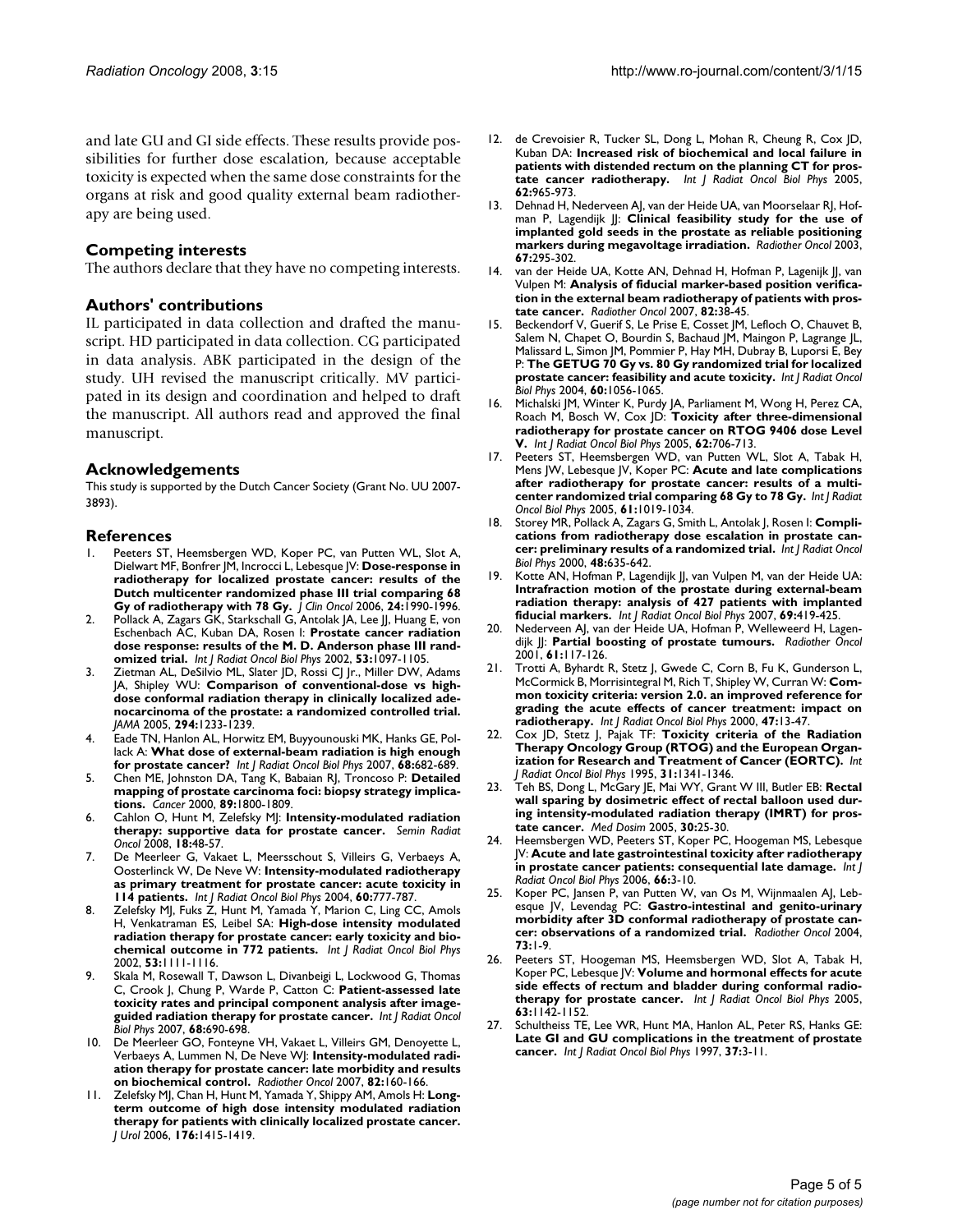and late GU and GI side effects. These results provide possibilities for further dose escalation, because acceptable toxicity is expected when the same dose constraints for the organs at risk and good quality external beam radiotherapy are being used.

## Competing interests

The authors declare that they have no competing interests.

## Authors' contributions

IL participated in data collection and drafted the manuscript. HD participated in data collection. CG participated in data analysis. ABK participated in the design of the study. UH revised the manuscript critically. MV participated in its design and coordination and helped to draft the manuscript. All authors read and approved the final manuscript.

## Acknowledgements

This study is supported by the Dutch Cancer Society (Grant No. UU 2007-3893).

## References

1. Peeters ST, Heemsbergen WD, Koper PC, van Putten WL, Slot A, Dielwart MF, Bonfrer JM, Incrocci L, Lebesque JV: **Dose-response in radiotherapy for localized prostate cancer: results of the Dutch multicenter randomized phase III trial comparing 68 Gy of radiotherapy with 78 Gy.** *J Clin Oncol* 2006, **24:**1990-1996.
2. Pollack A, Zagars GK, Starkschall G, Antolak JA, Lee JJ, Huang E, von Eschenbach AC, Kuban DA, Rosen I: **Prostate cancer radiation dose response: results of the M. D. Anderson phase III randomized trial.** *Int J Radiat Oncol Biol Phys* 2002, **53:**1097-1105.
3. Zietman AL, DeSilvio ML, Slater JD, Rossi CJ Jr., Miller DW, Adams JA, Shipley WU: **Comparison of conventional-dose vs high-dose conformal radiation therapy in clinically localized adenocarcinoma of the prostate: a randomized controlled trial.** *JAMA* 2005, **294:**1233-1239.
4. Eade TN, Hanlon AL, Horwitz EM, Buyyounouski MK, Hanks GE, Pollack A: **What dose of external-beam radiation is high enough for prostate cancer?** *Int J Radiat Oncol Biol Phys* 2007, **68:**682-689.
5. Chen ME, Johnston DA, Tang K, Babaian RJ, Troncoso P: **Detailed mapping of prostate carcinoma foci: biopsy strategy implications.** *Cancer* 2000, **89:**1800-1809.
6. Cahlon O, Hunt M, Zelefsky MJ: **Intensity-modulated radiation therapy: supportive data for prostate cancer.** *Semin Radiat Oncol* 2008, **18:**48-57.
7. De Meerleer G, Vakaet L, Meersschout S, Villeirs G, Verbaeys A, Oosterlinck W, De Neve W: **Intensity-modulated radiotherapy as primary treatment for prostate cancer: acute toxicity in 114 patients.** *Int J Radiat Oncol Biol Phys* 2004, **60:**777-787.
8. Zelefsky MJ, Fuks Z, Hunt M, Yamada Y, Marion C, Ling CC, Amols H, Venkatraman ES, Leibel SA: **High-dose intensity modulated radiation therapy for prostate cancer: early toxicity and biochemical outcome in 772 patients.** *Int J Radiat Oncol Biol Phys* 2002, **53:**1111-1116.
9. Skala M, Rosewall T, Dawson L, Divanbeigi L, Lockwood G, Thomas C, Crook J, Chung P, Warde P, Catton C: **Patient-assessed late toxicity rates and principal component analysis after image-guided radiation therapy for prostate cancer.** *Int J Radiat Oncol Biol Phys* 2007, **68:**690-698.
10. De Meerleer GO, Fonteyne VH, Vakaet L, Villeirs GM, Denoyette L, Verbaeys A, Lummen N, De Neve WJ: **Intensity-modulated radiation therapy for prostate cancer: late morbidity and results on biochemical control.** *Radiother Oncol* 2007, **82:**160-166.
11. Zelefsky MJ, Chan H, Hunt M, Yamada Y, Shippy AM, Amols H: **Long-term outcome of high dose intensity modulated radiation therapy for patients with clinically localized prostate cancer.** *J Urol* 2006, **176:**1415-1419.
12. de Crevoisier R, Tucker SL, Dong L, Mohan R, Cheung R, Cox JD, Kuban DA: **Increased risk of biochemical and local failure in patients with distended rectum on the planning CT for prostate cancer radiotherapy.** *Int J Radiat Oncol Biol Phys* 2005, **62:**965-973.
13. Dehnad H, Nederveen AJ, van der Heide UA, van Moorselaar RJ, Hofman P, Lagendijk JJ: **Clinical feasibility study for the use of implanted gold seeds in the prostate as reliable positioning markers during megavoltage irradiation.** *Radiother Oncol* 2003, **67:**295-302.
14. van der Heide UA, Kotte AN, Dehnad H, Hofman P, Lagenijk JJ, van Vulpen M: **Analysis of fiducial marker-based position verification in the external beam radiotherapy of patients with prostate cancer.** *Radiother Oncol* 2007, **82:**38-45.
15. Beckendorf V, Guerif S, Le Prise E, Cosset JM, Lefloch O, Chauvet B, Salem N, Chapet O, Bourdin S, Bachaud JM, Maingon P, Lagrange JL, Malissard L, Simon JM, Pommier P, Hay MH, Dubray B, Luporsi E, Bey P: **The GETUG 70 Gy vs. 80 Gy randomized trial for localized prostate cancer: feasibility and acute toxicity.** *Int J Radiat Oncol Biol Phys* 2004, **60:**1056-1065.
16. Michalski JM, Winter K, Purdy JA, Parliament M, Wong H, Perez CA, Roach M, Bosch W, Cox JD: **Toxicity after three-dimensional radiotherapy for prostate cancer on RTOG 9406 dose Level V.** *Int J Radiat Oncol Biol Phys* 2005, **62:**706-713.
17. Peeters ST, Heemsbergen WD, van Putten WL, Slot A, Tabak H, Mens JW, Lebesque JV, Koper PC: **Acute and late complications after radiotherapy for prostate cancer: results of a multicenter randomized trial comparing 68 Gy to 78 Gy.** *Int J Radiat Oncol Biol Phys* 2005, **61:**1019-1034.
18. Storey MR, Pollack A, Zagars G, Smith L, Antolak J, Rosen I: **Complications from radiotherapy dose escalation in prostate cancer: preliminary results of a randomized trial.** *Int J Radiat Oncol Biol Phys* 2000, **48:**635-642.
19. Kotte AN, Hofman P, Lagendijk JJ, van Vulpen M, van der Heide UA: **Intrafraction motion of the prostate during external-beam radiation therapy: analysis of 427 patients with implanted fiducial markers.** *Int J Radiat Oncol Biol Phys* 2007, **69:**419-425.
20. Nederveen AJ, van der Heide UA, Hofman P, Welleweerd H, Lagendijk JJ: **Partial boosting of prostate tumours.** *Radiother Oncol* 2001, **61:**117-126.
21. Trotti A, Byhardt R, Stetz J, Gwede C, Corn B, Fu K, Gunderson L, McCormick B, Morrisintegral M, Rich T, Shipley W, Curran W: **Common toxicity criteria: version 2.0. an improved reference for grading the acute effects of cancer treatment: impact on radiotherapy.** *Int J Radiat Oncol Biol Phys* 2000, **47:**13-47.
22. Cox JD, Stetz J, Pajak TF: **Toxicity criteria of the Radiation Therapy Oncology Group (RTOG) and the European Organization for Research and Treatment of Cancer (EORTC).** *Int J Radiat Oncol Biol Phys* 1995, **31:**1341-1346.
23. Teh BS, Dong L, McGary JE, Mai WY, Grant W III, Butler EB: **Rectal wall sparing by dosimetric effect of rectal balloon used during intensity-modulated radiation therapy (IMRT) for prostate cancer.** *Med Dosim* 2005, **30:**25-30.
24. Heemsbergen WD, Peeters ST, Koper PC, Hoogeman MS, Lebesque JV: **Acute and late gastrointestinal toxicity after radiotherapy in prostate cancer patients: consequential late damage.** *Int J Radiat Oncol Biol Phys* 2006, **66:**3-10.
25. Koper PC, Jansen P, van Putten W, van Os M, Wijnmaalen AJ, Lebesque JV, Levendag PC: **Gastro-intestinal and genito-urinary morbidity after 3D conformal radiotherapy of prostate cancer: observations of a randomized trial.** *Radiother Oncol* 2004, **73:**1-9.
26. Peeters ST, Hoogeman MS, Heemsbergen WD, Slot A, Tabak H, Koper PC, Lebesque JV: **Volume and hormonal effects for acute side effects of rectum and bladder during conformal radiotherapy for prostate cancer.** *Int J Radiat Oncol Biol Phys* 2005, **63:**1142-1152.
27. Schultheiss TE, Lee WR, Hunt MA, Hanlon AL, Peter RS, Hanks GE: **Late GI and GU complications in the treatment of prostate cancer.** *Int J Radiat Oncol Biol Phys* 1997, **37:**3-11.